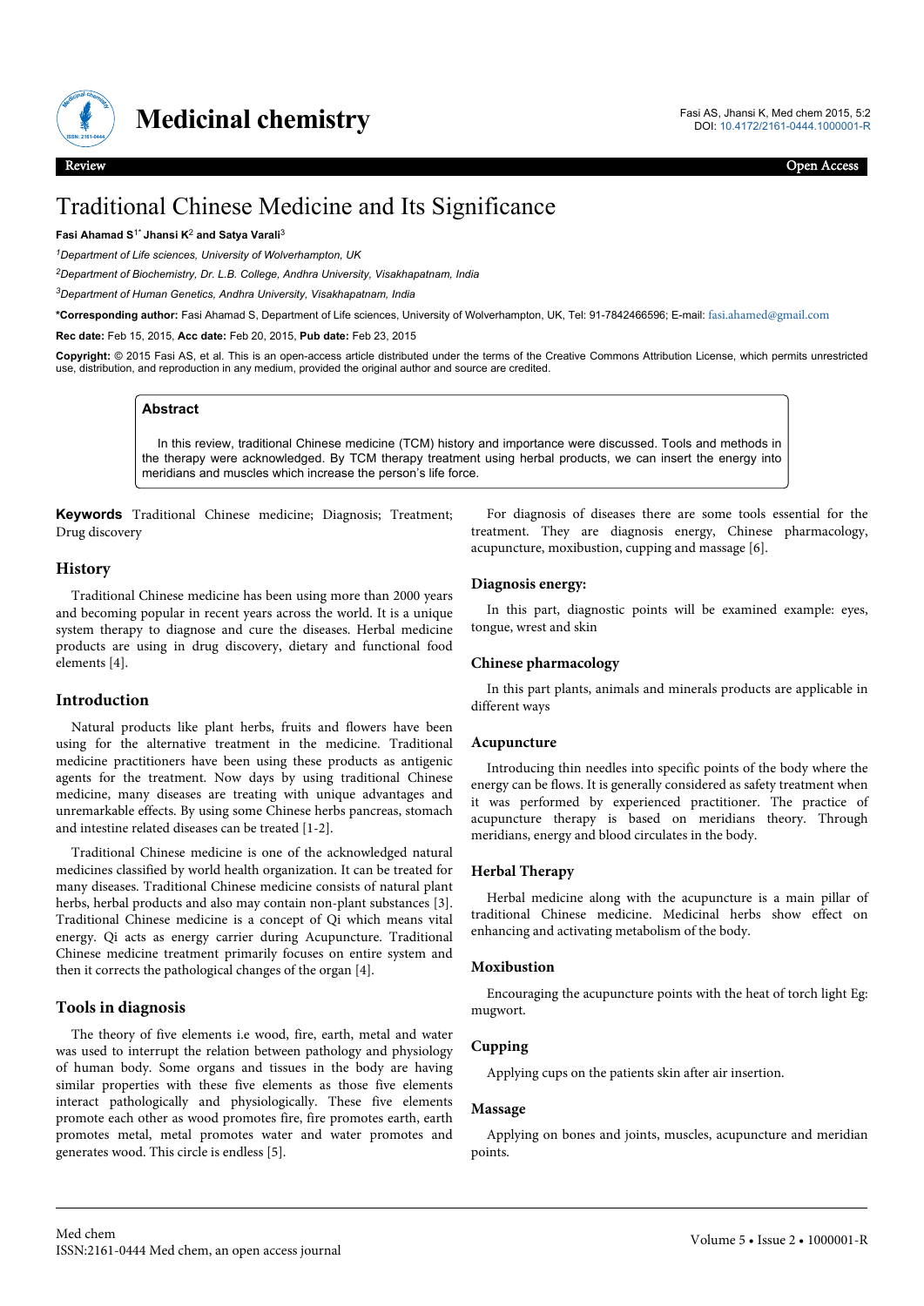# Traditional Chinese Medicine and Its Significance

**Fasi Ahamad S[1*] Jhansi K[2] and Satya Varali[3]**

[1]*Department of Life sciences, University of Wolverhampton, UK*

[2]*Department of Biochemistry, Dr. L.B. College, Andhra University, Visakhapatnam, India*

[3]*Department of Human Genetics, Andhra University, Visakhapatnam, India*

**\*Corresponding author:** Fasi Ahamad S, Department of Life sciences, University of Wolverhampton, UK, Tel: 91-7842466596; E-mail: fasi.ahamed@gmail.com

**Rec date:** Feb 15, 2015, **Acc date:** Feb 20, 2015, **Pub date:** Feb 23, 2015

**Copyright:** © 2015 Fasi AS, et al. This is an open-access article distributed under the terms of the Creative Commons Attribution License, which permits unrestricted use, distribution, and reproduction in any medium, provided the original author and source are credited.

## Abstract

In this review, traditional Chinese medicine (TCM) history and importance were discussed. Tools and methods in the therapy were acknowledged. By TCM therapy treatment using herbal products, we can insert the energy into meridians and muscles which increase the person's life force.

**Keywords** Traditional Chinese medicine; Diagnosis; Treatment; Drug discovery

## History

Traditional Chinese medicine has been using more than 2000 years and becoming popular in recent years across the world. It is a unique system therapy to diagnose and cure the diseases. Herbal medicine products are using in drug discovery, dietary and functional food elements [4].

## Introduction

Natural products like plant herbs, fruits and flowers have been using for the alternative treatment in the medicine. Traditional medicine practitioners have been using these products as antigenic agents for the treatment. Now days by using traditional Chinese medicine, many diseases are treating with unique advantages and unremarkable effects. By using some Chinese herbs pancreas, stomach and intestine related diseases can be treated [1-2].

Traditional Chinese medicine is one of the acknowledged natural medicines classified by world health organization. It can be treated for many diseases. Traditional Chinese medicine consists of natural plant herbs, herbal products and also may contain non-plant substances [3]. Traditional Chinese medicine is a concept of Qi which means vital energy. Qi acts as energy carrier during Acupuncture. Traditional Chinese medicine treatment primarily focuses on entire system and then it corrects the pathological changes of the organ [4].

## Tools in diagnosis

The theory of five elements i.e wood, fire, earth, metal and water was used to interrupt the relation between pathology and physiology of human body. Some organs and tissues in the body are having similar properties with these five elements as those five elements interact pathologically and physiologically. These five elements promote each other as wood promotes fire, fire promotes earth, earth promotes metal, metal promotes water and water promotes and generates wood. This circle is endless [5].

For diagnosis of diseases there are some tools essential for the treatment. They are diagnosis energy, Chinese pharmacology, acupuncture, moxibustion, cupping and massage [6].

### Diagnosis energy:

In this part, diagnostic points will be examined example: eyes, tongue, wrest and skin

### Chinese pharmacology

In this part plants, animals and minerals products are applicable in different ways

### Acupuncture

Introducing thin needles into specific points of the body where the energy can be flows. It is generally considered as safety treatment when it was performed by experienced practitioner. The practice of acupuncture therapy is based on meridians theory. Through meridians, energy and blood circulates in the body.

### Herbal Therapy

Herbal medicine along with the acupuncture is a main pillar of traditional Chinese medicine. Medicinal herbs show effect on enhancing and activating metabolism of the body.

### Moxibustion

Encouraging the acupuncture points with the heat of torch light Eg: mugwort.

### Cupping

Applying cups on the patients skin after air insertion.

### Massage

Applying on bones and joints, muscles, acupuncture and meridian points.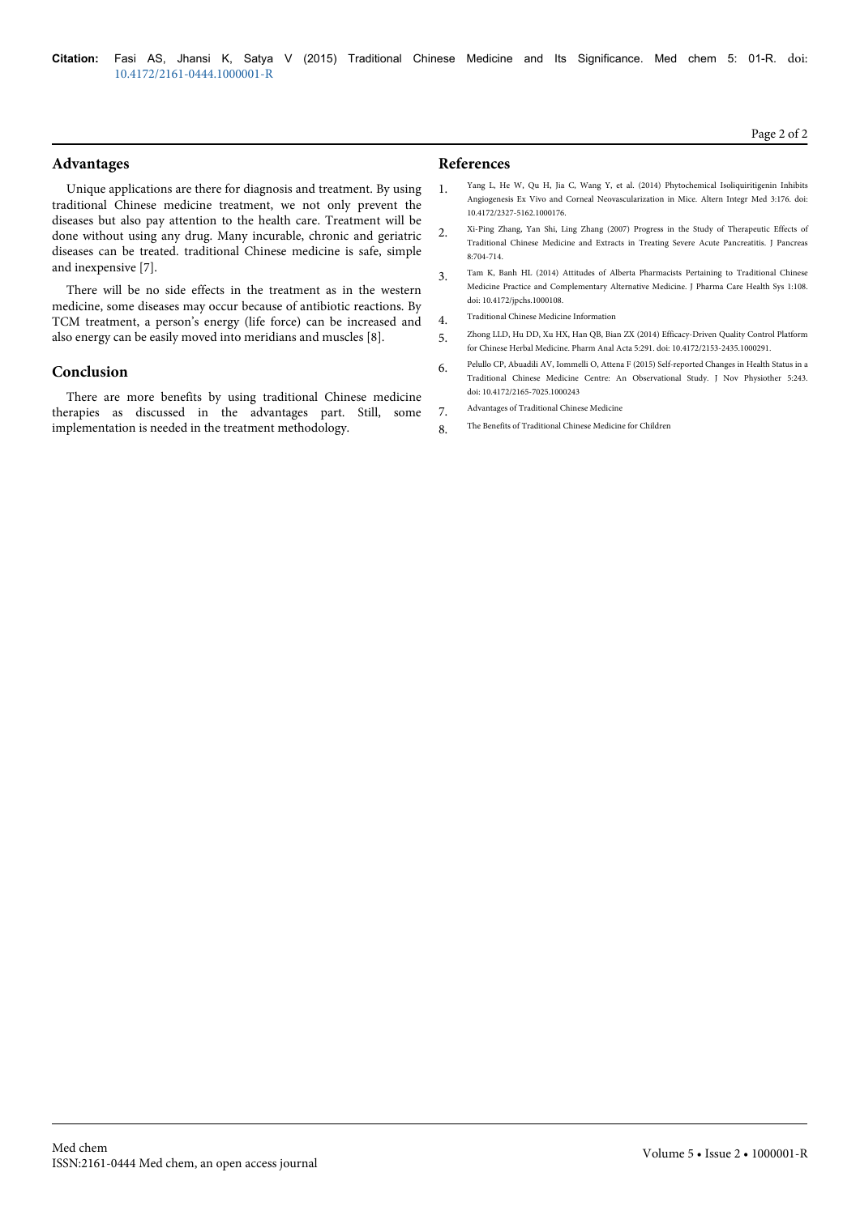## Advantages

Unique applications are there for diagnosis and treatment. By using traditional Chinese medicine treatment, we not only prevent the diseases but also pay attention to the health care. Treatment will be done without using any drug. Many incurable, chronic and geriatric diseases can be treated. traditional Chinese medicine is safe, simple and inexpensive [7].

There will be no side effects in the treatment as in the western medicine, some diseases may occur because of antibiotic reactions. By TCM treatment, a person's energy (life force) can be increased and also energy can be easily moved into meridians and muscles [8].

## Conclusion

There are more benefits by using traditional Chinese medicine therapies as discussed in the advantages part. Still, some implementation is needed in the treatment methodology.

## References

1. Yang L, He W, Qu H, Jia C, Wang Y, et al. (2014) Phytochemical Isoliquiritigenin Inhibits Angiogenesis Ex Vivo and Corneal Neovascularization in Mice. Altern Integr Med 3:176. doi: 10.4172/2327-5162.1000176.
2. Xi-Ping Zhang, Yan Shi, Ling Zhang (2007) Progress in the Study of Therapeutic Effects of Traditional Chinese Medicine and Extracts in Treating Severe Acute Pancreatitis. J Pancreas 8:704-714.
3. Tam K, Banh HL (2014) Attitudes of Alberta Pharmacists Pertaining to Traditional Chinese Medicine Practice and Complementary Alternative Medicine. J Pharma Care Health Sys 1:108. doi: 10.4172/jpchs.1000108.
4. Traditional Chinese Medicine Information
5. Zhong LLD, Hu DD, Xu HX, Han QB, Bian ZX (2014) Efficacy-Driven Quality Control Platform for Chinese Herbal Medicine. Pharm Anal Acta 5:291. doi: 10.4172/2153-2435.1000291.
6. Pelullo CP, Abuadili AV, Iommelli O, Attena F (2015) Self-reported Changes in Health Status in a Traditional Chinese Medicine Centre: An Observational Study. J Nov Physiother 5:243. doi: 10.4172/2165-7025.1000243
7. Advantages of Traditional Chinese Medicine
8. The Benefits of Traditional Chinese Medicine for Children